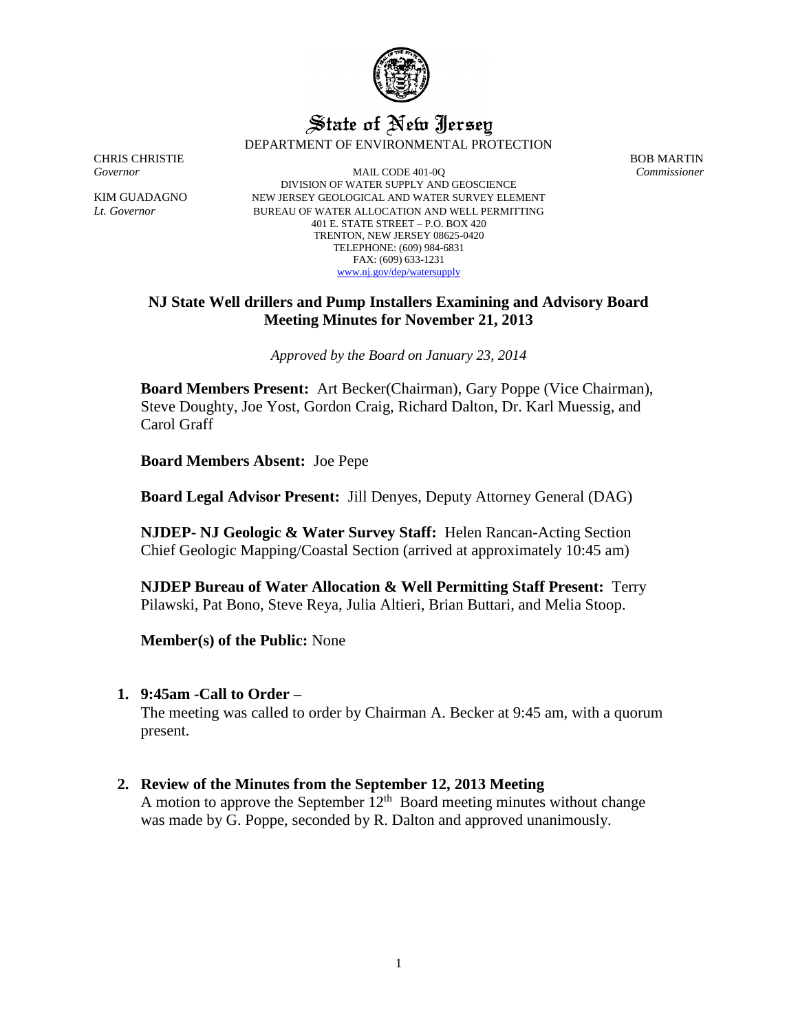# State of New Jersey

DEPARTMENT OF ENVIRONMENTAL PROTECTION

CHRIS CHRISTIE
*Governor*

KIM GUADAGNO
*Lt. Governor*

MAIL CODE 401-0Q
DIVISION OF WATER SUPPLY AND GEOSCIENCE
NEW JERSEY GEOLOGICAL AND WATER SURVEY ELEMENT
BUREAU OF WATER ALLOCATION AND WELL PERMITTING
401 E. STATE STREET – P.O. BOX 420
TRENTON, NEW JERSEY 08625-0420
TELEPHONE: (609) 984-6831
FAX: (609) 633-1231
www.nj.gov/dep/watersupply

BOB MARTIN
*Commissioner*

## NJ State Well drillers and Pump Installers Examining and Advisory Board Meeting Minutes for November 21, 2013

*Approved by the Board on January 23, 2014*

**Board Members Present:** Art Becker(Chairman), Gary Poppe (Vice Chairman), Steve Doughty, Joe Yost, Gordon Craig, Richard Dalton, Dr. Karl Muessig, and Carol Graff

**Board Members Absent:** Joe Pepe

**Board Legal Advisor Present:** Jill Denyes, Deputy Attorney General (DAG)

**NJDEP- NJ Geologic & Water Survey Staff:** Helen Rancan-Acting Section Chief Geologic Mapping/Coastal Section (arrived at approximately 10:45 am)

**NJDEP Bureau of Water Allocation & Well Permitting Staff Present:** Terry Pilawski, Pat Bono, Steve Reya, Julia Altieri, Brian Buttari, and Melia Stoop.

**Member(s) of the Public:** None

1. **9:45am -Call to Order –**
   The meeting was called to order by Chairman A. Becker at 9:45 am, with a quorum present.

2. **Review of the Minutes from the September 12, 2013 Meeting**
   A motion to approve the September 12th Board meeting minutes without change was made by G. Poppe, seconded by R. Dalton and approved unanimously.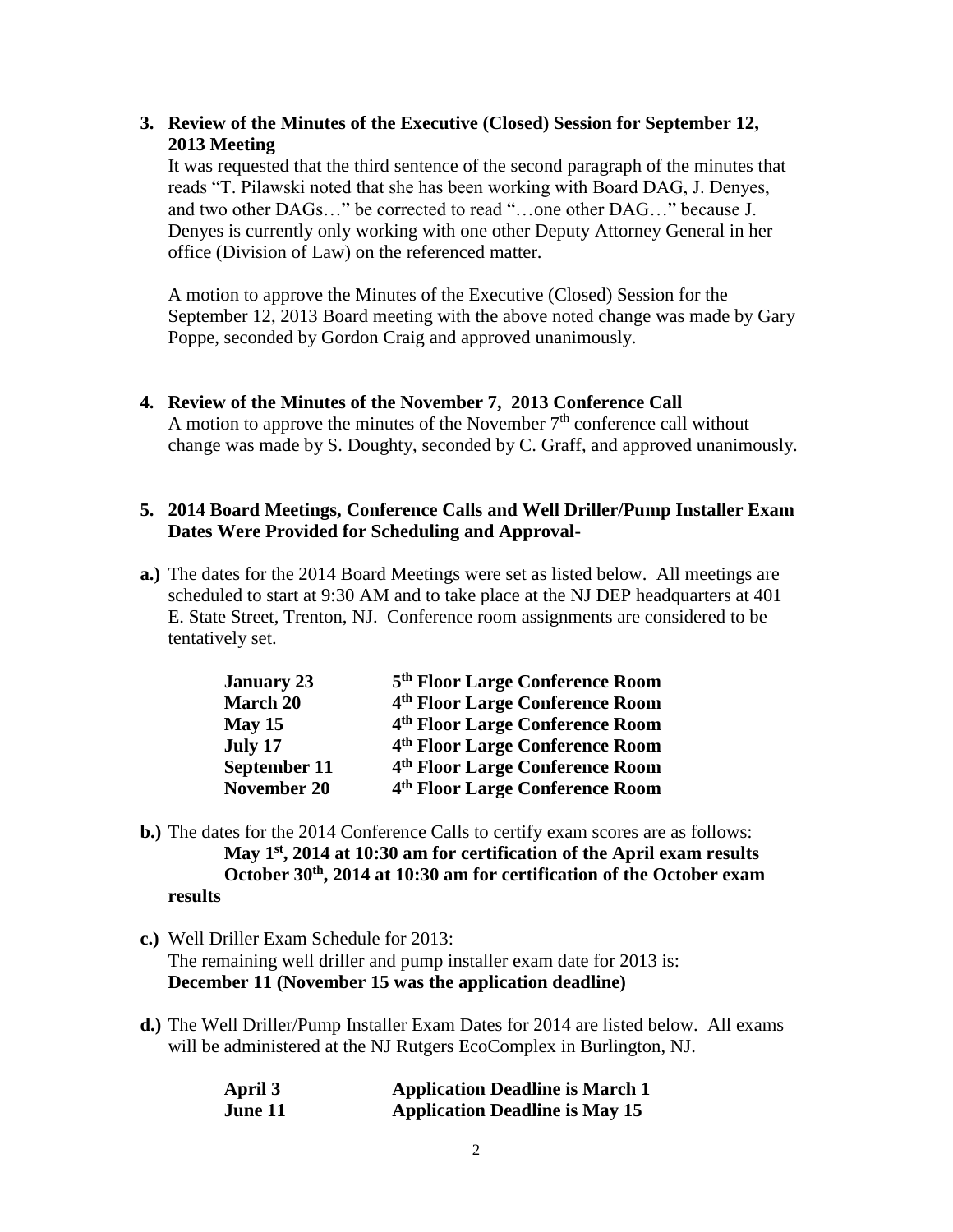**3. Review of the Minutes of the Executive (Closed) Session for September 12, 2013 Meeting**

It was requested that the third sentence of the second paragraph of the minutes that reads "T. Pilawski noted that she has been working with Board DAG, J. Denyes, and two other DAGs…" be corrected to read "…one other DAG…" because J. Denyes is currently only working with one other Deputy Attorney General in her office (Division of Law) on the referenced matter.

A motion to approve the Minutes of the Executive (Closed) Session for the September 12, 2013 Board meeting with the above noted change was made by Gary Poppe, seconded by Gordon Craig and approved unanimously.

**4. Review of the Minutes of the November 7, 2013 Conference Call**

A motion to approve the minutes of the November 7th conference call without change was made by S. Doughty, seconded by C. Graff, and approved unanimously.

**5. 2014 Board Meetings, Conference Calls and Well Driller/Pump Installer Exam Dates Were Provided for Scheduling and Approval-**

**a.)** The dates for the 2014 Board Meetings were set as listed below. All meetings are scheduled to start at 9:30 AM and to take place at the NJ DEP headquarters at 401 E. State Street, Trenton, NJ. Conference room assignments are considered to be tentatively set.

| | |
|---|---|
| **January 23** | **5th Floor Large Conference Room** |
| **March 20** | **4th Floor Large Conference Room** |
| **May 15** | **4th Floor Large Conference Room** |
| **July 17** | **4th Floor Large Conference Room** |
| **September 11** | **4th Floor Large Conference Room** |
| **November 20** | **4th Floor Large Conference Room** |

**b.)** The dates for the 2014 Conference Calls to certify exam scores are as follows:
**May 1st, 2014 at 10:30 am for certification of the April exam results**
**October 30th, 2014 at 10:30 am for certification of the October exam results**

**c.)** Well Driller Exam Schedule for 2013:
The remaining well driller and pump installer exam date for 2013 is:
**December 11 (November 15 was the application deadline)**

**d.)** The Well Driller/Pump Installer Exam Dates for 2014 are listed below. All exams will be administered at the NJ Rutgers EcoComplex in Burlington, NJ.

| | |
|---|---|
| **April 3** | **Application Deadline is March 1** |
| **June 11** | **Application Deadline is May 15** |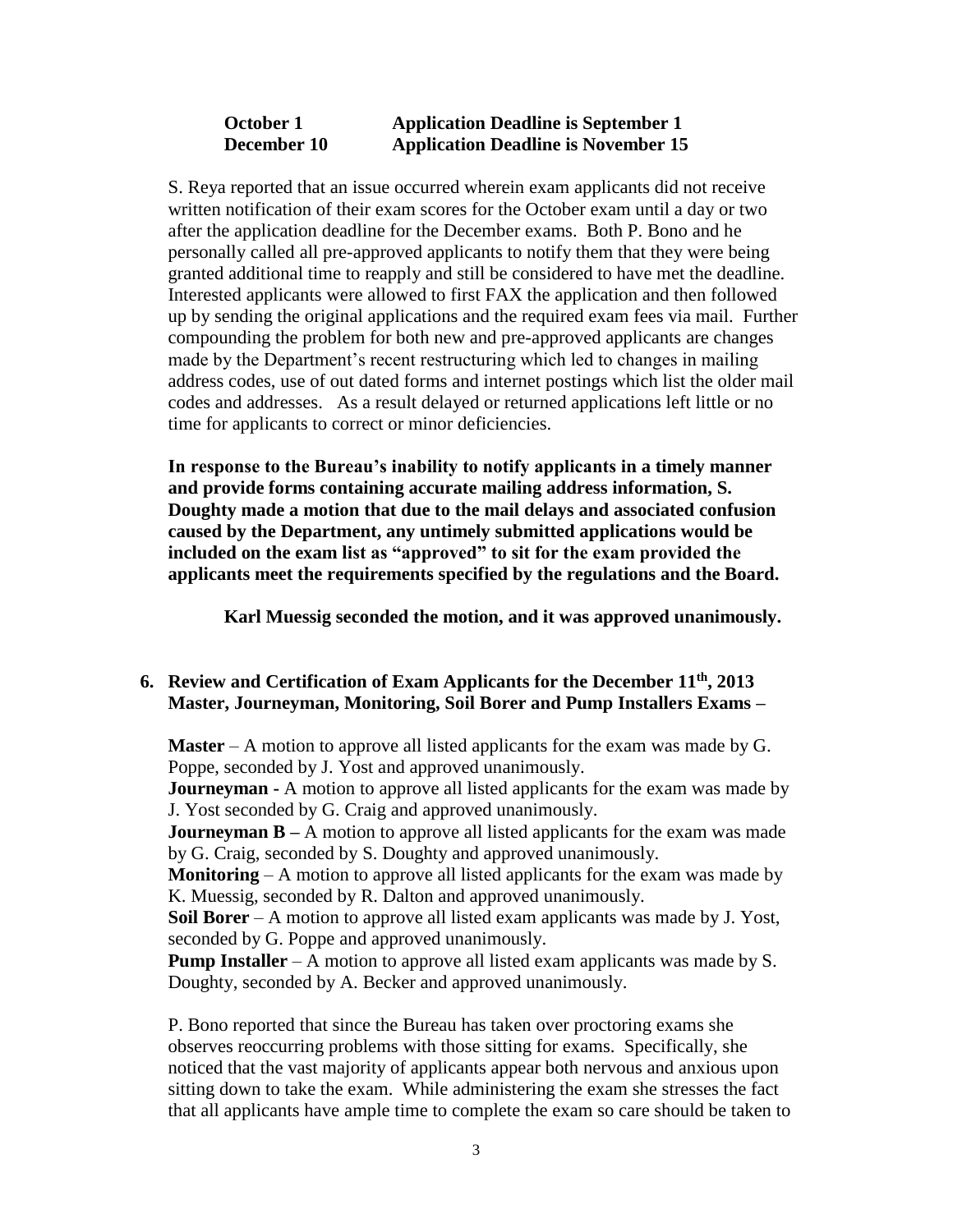| | |
|---|---|
| **October 1** | **Application Deadline is September 1** |
| **December 10** | **Application Deadline is November 15** |

S. Reya reported that an issue occurred wherein exam applicants did not receive written notification of their exam scores for the October exam until a day or two after the application deadline for the December exams. Both P. Bono and he personally called all pre-approved applicants to notify them that they were being granted additional time to reapply and still be considered to have met the deadline. Interested applicants were allowed to first FAX the application and then followed up by sending the original applications and the required exam fees via mail. Further compounding the problem for both new and pre-approved applicants are changes made by the Department's recent restructuring which led to changes in mailing address codes, use of out dated forms and internet postings which list the older mail codes and addresses. As a result delayed or returned applications left little or no time for applicants to correct or minor deficiencies.

**In response to the Bureau's inability to notify applicants in a timely manner and provide forms containing accurate mailing address information, S. Doughty made a motion that due to the mail delays and associated confusion caused by the Department, any untimely submitted applications would be included on the exam list as "approved" to sit for the exam provided the applicants meet the requirements specified by the regulations and the Board.**

**Karl Muessig seconded the motion, and it was approved unanimously.**

**6. Review and Certification of Exam Applicants for the December 11th, 2013 Master, Journeyman, Monitoring, Soil Borer and Pump Installers Exams –**

**Master** – A motion to approve all listed applicants for the exam was made by G. Poppe, seconded by J. Yost and approved unanimously.
**Journeyman -** A motion to approve all listed applicants for the exam was made by J. Yost seconded by G. Craig and approved unanimously.
**Journeyman B –** A motion to approve all listed applicants for the exam was made by G. Craig, seconded by S. Doughty and approved unanimously.
**Monitoring** – A motion to approve all listed applicants for the exam was made by K. Muessig, seconded by R. Dalton and approved unanimously.
**Soil Borer** – A motion to approve all listed exam applicants was made by J. Yost, seconded by G. Poppe and approved unanimously.
**Pump Installer** – A motion to approve all listed exam applicants was made by S. Doughty, seconded by A. Becker and approved unanimously.

P. Bono reported that since the Bureau has taken over proctoring exams she observes reoccurring problems with those sitting for exams. Specifically, she noticed that the vast majority of applicants appear both nervous and anxious upon sitting down to take the exam. While administering the exam she stresses the fact that all applicants have ample time to complete the exam so care should be taken to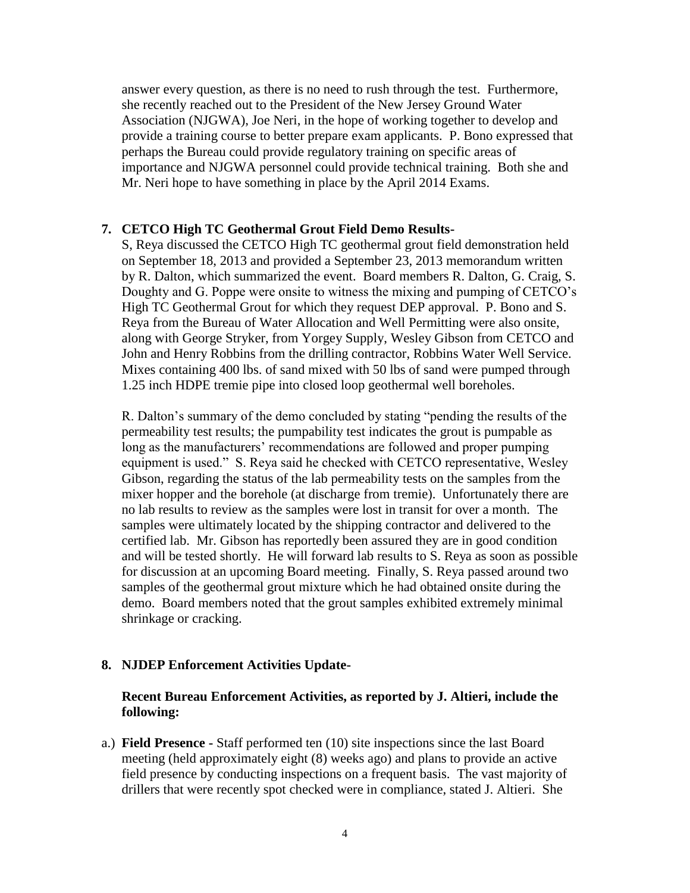answer every question, as there is no need to rush through the test. Furthermore, she recently reached out to the President of the New Jersey Ground Water Association (NJGWA), Joe Neri, in the hope of working together to develop and provide a training course to better prepare exam applicants. P. Bono expressed that perhaps the Bureau could provide regulatory training on specific areas of importance and NJGWA personnel could provide technical training. Both she and Mr. Neri hope to have something in place by the April 2014 Exams.

**7. CETCO High TC Geothermal Grout Field Demo Results-**

S, Reya discussed the CETCO High TC geothermal grout field demonstration held on September 18, 2013 and provided a September 23, 2013 memorandum written by R. Dalton, which summarized the event. Board members R. Dalton, G. Craig, S. Doughty and G. Poppe were onsite to witness the mixing and pumping of CETCO's High TC Geothermal Grout for which they request DEP approval. P. Bono and S. Reya from the Bureau of Water Allocation and Well Permitting were also onsite, along with George Stryker, from Yorgey Supply, Wesley Gibson from CETCO and John and Henry Robbins from the drilling contractor, Robbins Water Well Service. Mixes containing 400 lbs. of sand mixed with 50 lbs of sand were pumped through 1.25 inch HDPE tremie pipe into closed loop geothermal well boreholes.

R. Dalton's summary of the demo concluded by stating "pending the results of the permeability test results; the pumpability test indicates the grout is pumpable as long as the manufacturers' recommendations are followed and proper pumping equipment is used." S. Reya said he checked with CETCO representative, Wesley Gibson, regarding the status of the lab permeability tests on the samples from the mixer hopper and the borehole (at discharge from tremie). Unfortunately there are no lab results to review as the samples were lost in transit for over a month. The samples were ultimately located by the shipping contractor and delivered to the certified lab. Mr. Gibson has reportedly been assured they are in good condition and will be tested shortly. He will forward lab results to S. Reya as soon as possible for discussion at an upcoming Board meeting. Finally, S. Reya passed around two samples of the geothermal grout mixture which he had obtained onsite during the demo. Board members noted that the grout samples exhibited extremely minimal shrinkage or cracking.

**8. NJDEP Enforcement Activities Update-**

**Recent Bureau Enforcement Activities, as reported by J. Altieri, include the following:**

a.) **Field Presence -** Staff performed ten (10) site inspections since the last Board meeting (held approximately eight (8) weeks ago) and plans to provide an active field presence by conducting inspections on a frequent basis. The vast majority of drillers that were recently spot checked were in compliance, stated J. Altieri. She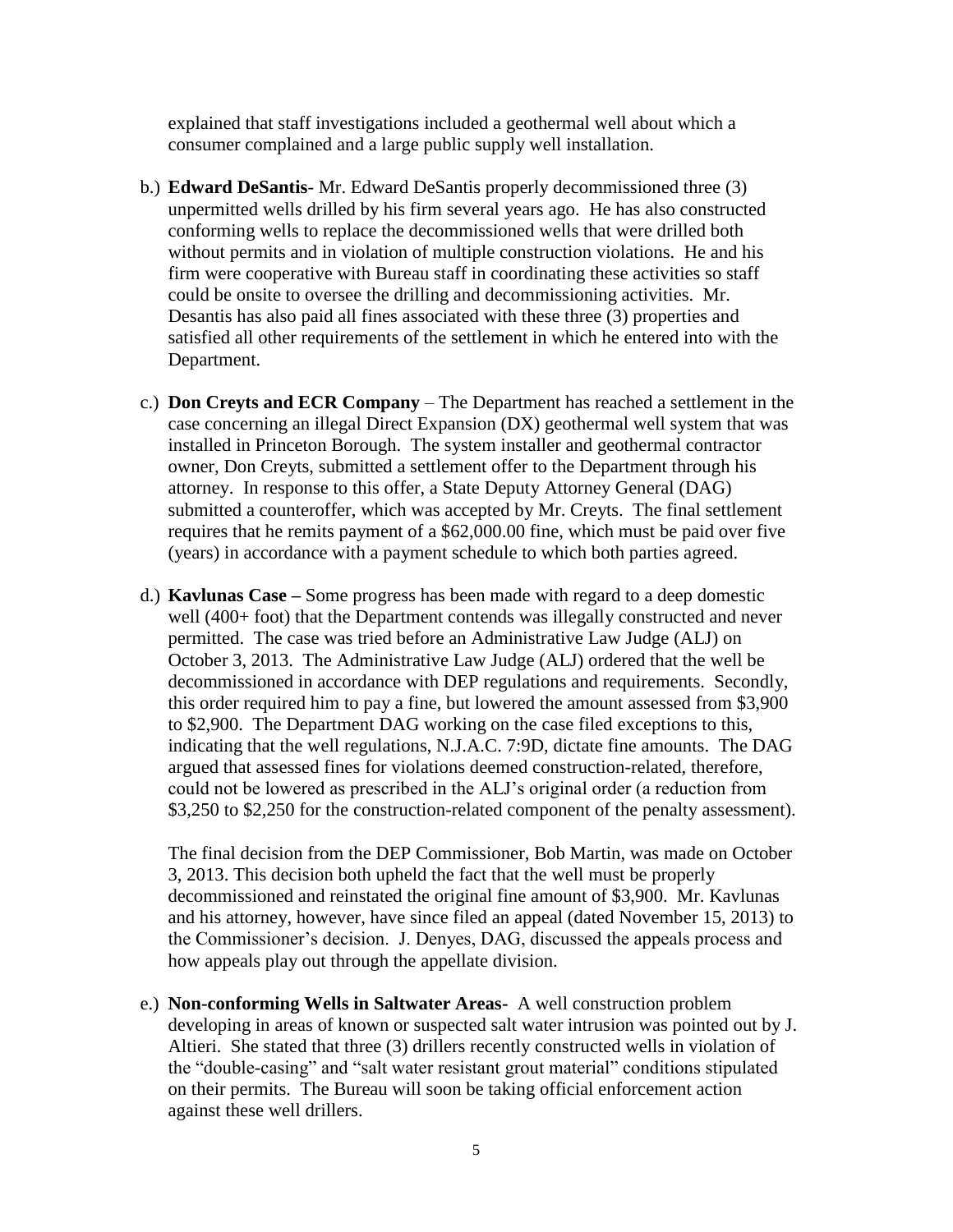explained that staff investigations included a geothermal well about which a consumer complained and a large public supply well installation.

b.) **Edward DeSantis**- Mr. Edward DeSantis properly decommissioned three (3) unpermitted wells drilled by his firm several years ago. He has also constructed conforming wells to replace the decommissioned wells that were drilled both without permits and in violation of multiple construction violations. He and his firm were cooperative with Bureau staff in coordinating these activities so staff could be onsite to oversee the drilling and decommissioning activities. Mr. Desantis has also paid all fines associated with these three (3) properties and satisfied all other requirements of the settlement in which he entered into with the Department.

c.) **Don Creyts and ECR Company** – The Department has reached a settlement in the case concerning an illegal Direct Expansion (DX) geothermal well system that was installed in Princeton Borough. The system installer and geothermal contractor owner, Don Creyts, submitted a settlement offer to the Department through his attorney. In response to this offer, a State Deputy Attorney General (DAG) submitted a counteroffer, which was accepted by Mr. Creyts. The final settlement requires that he remits payment of a $62,000.00 fine, which must be paid over five (years) in accordance with a payment schedule to which both parties agreed.

d.) **Kavlunas Case –** Some progress has been made with regard to a deep domestic well (400+ foot) that the Department contends was illegally constructed and never permitted. The case was tried before an Administrative Law Judge (ALJ) on October 3, 2013. The Administrative Law Judge (ALJ) ordered that the well be decommissioned in accordance with DEP regulations and requirements. Secondly, this order required him to pay a fine, but lowered the amount assessed from $3,900 to $2,900. The Department DAG working on the case filed exceptions to this, indicating that the well regulations, N.J.A.C. 7:9D, dictate fine amounts. The DAG argued that assessed fines for violations deemed construction-related, therefore, could not be lowered as prescribed in the ALJ's original order (a reduction from $3,250 to $2,250 for the construction-related component of the penalty assessment).

   The final decision from the DEP Commissioner, Bob Martin, was made on October 3, 2013. This decision both upheld the fact that the well must be properly decommissioned and reinstated the original fine amount of $3,900. Mr. Kavlunas and his attorney, however, have since filed an appeal (dated November 15, 2013) to the Commissioner's decision. J. Denyes, DAG, discussed the appeals process and how appeals play out through the appellate division.

e.) **Non-conforming Wells in Saltwater Areas**- A well construction problem developing in areas of known or suspected salt water intrusion was pointed out by J. Altieri. She stated that three (3) drillers recently constructed wells in violation of the "double-casing" and "salt water resistant grout material" conditions stipulated on their permits. The Bureau will soon be taking official enforcement action against these well drillers.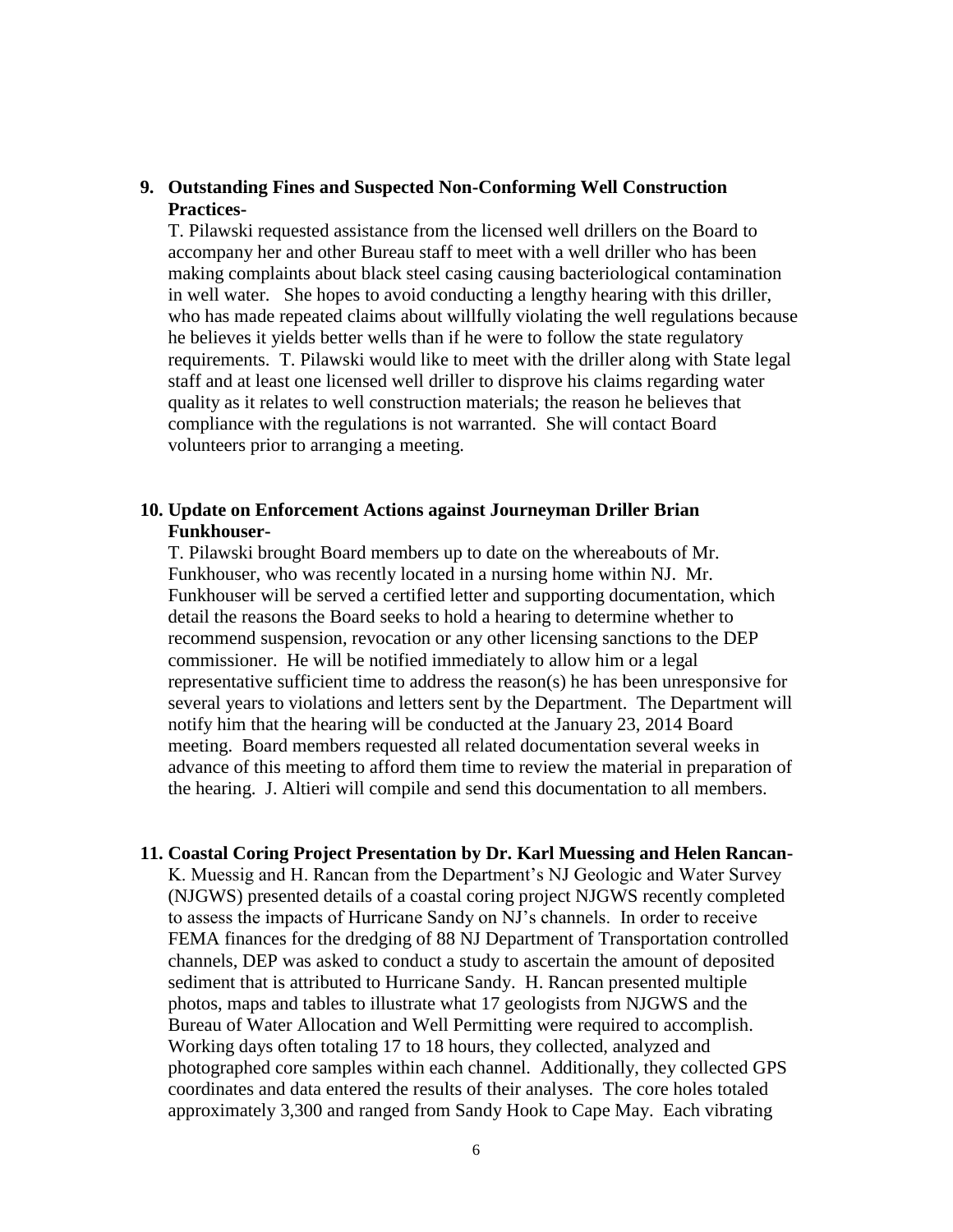**9. Outstanding Fines and Suspected Non-Conforming Well Construction Practices-**

T. Pilawski requested assistance from the licensed well drillers on the Board to accompany her and other Bureau staff to meet with a well driller who has been making complaints about black steel casing causing bacteriological contamination in well water. She hopes to avoid conducting a lengthy hearing with this driller, who has made repeated claims about willfully violating the well regulations because he believes it yields better wells than if he were to follow the state regulatory requirements. T. Pilawski would like to meet with the driller along with State legal staff and at least one licensed well driller to disprove his claims regarding water quality as it relates to well construction materials; the reason he believes that compliance with the regulations is not warranted. She will contact Board volunteers prior to arranging a meeting.

**10. Update on Enforcement Actions against Journeyman Driller Brian Funkhouser-**

T. Pilawski brought Board members up to date on the whereabouts of Mr. Funkhouser, who was recently located in a nursing home within NJ. Mr. Funkhouser will be served a certified letter and supporting documentation, which detail the reasons the Board seeks to hold a hearing to determine whether to recommend suspension, revocation or any other licensing sanctions to the DEP commissioner. He will be notified immediately to allow him or a legal representative sufficient time to address the reason(s) he has been unresponsive for several years to violations and letters sent by the Department. The Department will notify him that the hearing will be conducted at the January 23, 2014 Board meeting. Board members requested all related documentation several weeks in advance of this meeting to afford them time to review the material in preparation of the hearing. J. Altieri will compile and send this documentation to all members.

**11. Coastal Coring Project Presentation by Dr. Karl Muessing and Helen Rancan-**

K. Muessig and H. Rancan from the Department's NJ Geologic and Water Survey (NJGWS) presented details of a coastal coring project NJGWS recently completed to assess the impacts of Hurricane Sandy on NJ's channels. In order to receive FEMA finances for the dredging of 88 NJ Department of Transportation controlled channels, DEP was asked to conduct a study to ascertain the amount of deposited sediment that is attributed to Hurricane Sandy. H. Rancan presented multiple photos, maps and tables to illustrate what 17 geologists from NJGWS and the Bureau of Water Allocation and Well Permitting were required to accomplish. Working days often totaling 17 to 18 hours, they collected, analyzed and photographed core samples within each channel. Additionally, they collected GPS coordinates and data entered the results of their analyses. The core holes totaled approximately 3,300 and ranged from Sandy Hook to Cape May. Each vibrating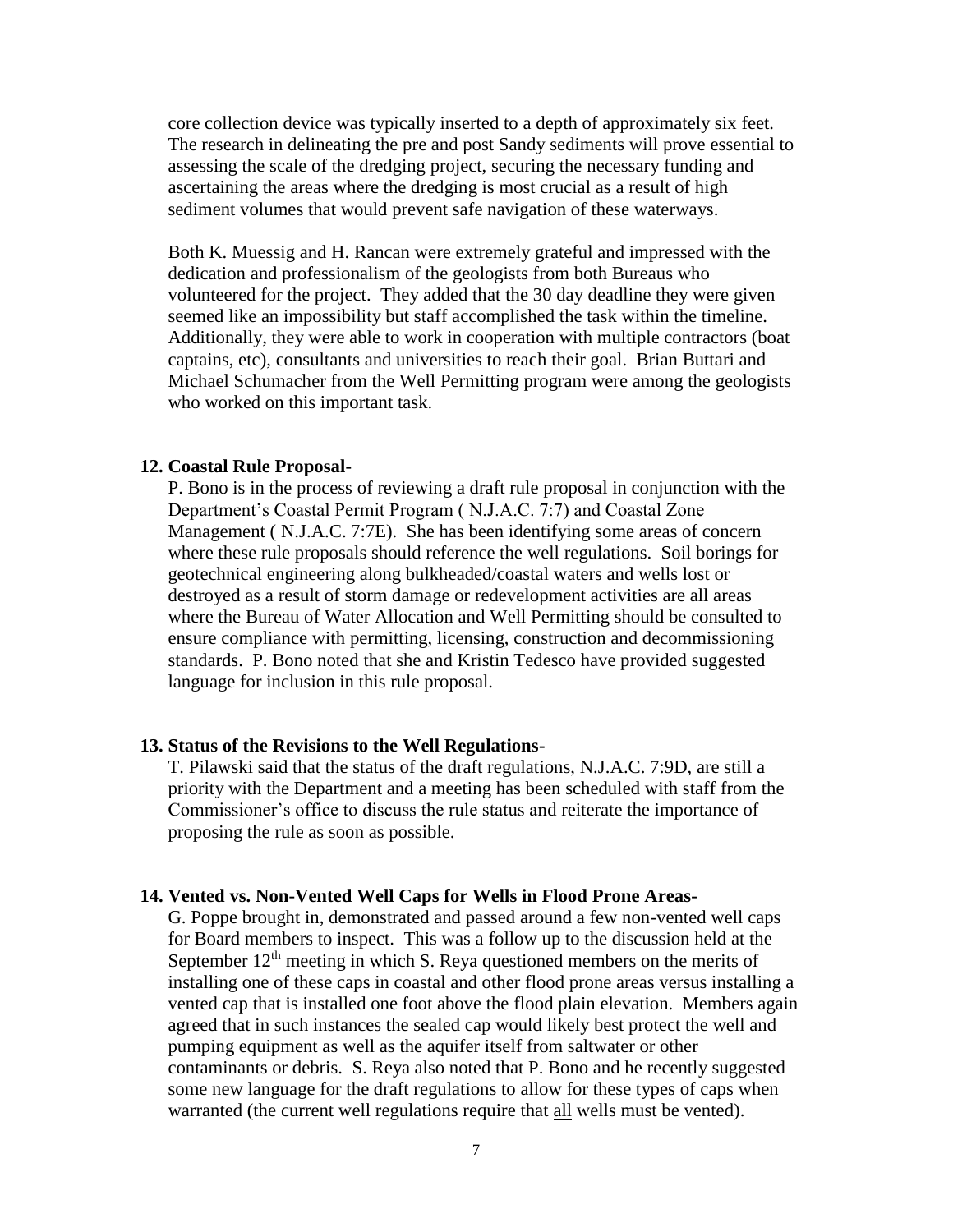core collection device was typically inserted to a depth of approximately six feet. The research in delineating the pre and post Sandy sediments will prove essential to assessing the scale of the dredging project, securing the necessary funding and ascertaining the areas where the dredging is most crucial as a result of high sediment volumes that would prevent safe navigation of these waterways.

Both K. Muessig and H. Rancan were extremely grateful and impressed with the dedication and professionalism of the geologists from both Bureaus who volunteered for the project. They added that the 30 day deadline they were given seemed like an impossibility but staff accomplished the task within the timeline. Additionally, they were able to work in cooperation with multiple contractors (boat captains, etc), consultants and universities to reach their goal. Brian Buttari and Michael Schumacher from the Well Permitting program were among the geologists who worked on this important task.

**12. Coastal Rule Proposal-**

P. Bono is in the process of reviewing a draft rule proposal in conjunction with the Department's Coastal Permit Program ( N.J.A.C. 7:7) and Coastal Zone Management ( N.J.A.C. 7:7E). She has been identifying some areas of concern where these rule proposals should reference the well regulations. Soil borings for geotechnical engineering along bulkheaded/coastal waters and wells lost or destroyed as a result of storm damage or redevelopment activities are all areas where the Bureau of Water Allocation and Well Permitting should be consulted to ensure compliance with permitting, licensing, construction and decommissioning standards. P. Bono noted that she and Kristin Tedesco have provided suggested language for inclusion in this rule proposal.

**13. Status of the Revisions to the Well Regulations-**

T. Pilawski said that the status of the draft regulations, N.J.A.C. 7:9D, are still a priority with the Department and a meeting has been scheduled with staff from the Commissioner's office to discuss the rule status and reiterate the importance of proposing the rule as soon as possible.

**14. Vented vs. Non-Vented Well Caps for Wells in Flood Prone Areas-**

G. Poppe brought in, demonstrated and passed around a few non-vented well caps for Board members to inspect. This was a follow up to the discussion held at the September 12th meeting in which S. Reya questioned members on the merits of installing one of these caps in coastal and other flood prone areas versus installing a vented cap that is installed one foot above the flood plain elevation. Members again agreed that in such instances the sealed cap would likely best protect the well and pumping equipment as well as the aquifer itself from saltwater or other contaminants or debris. S. Reya also noted that P. Bono and he recently suggested some new language for the draft regulations to allow for these types of caps when warranted (the current well regulations require that <u>all</u> wells must be vented).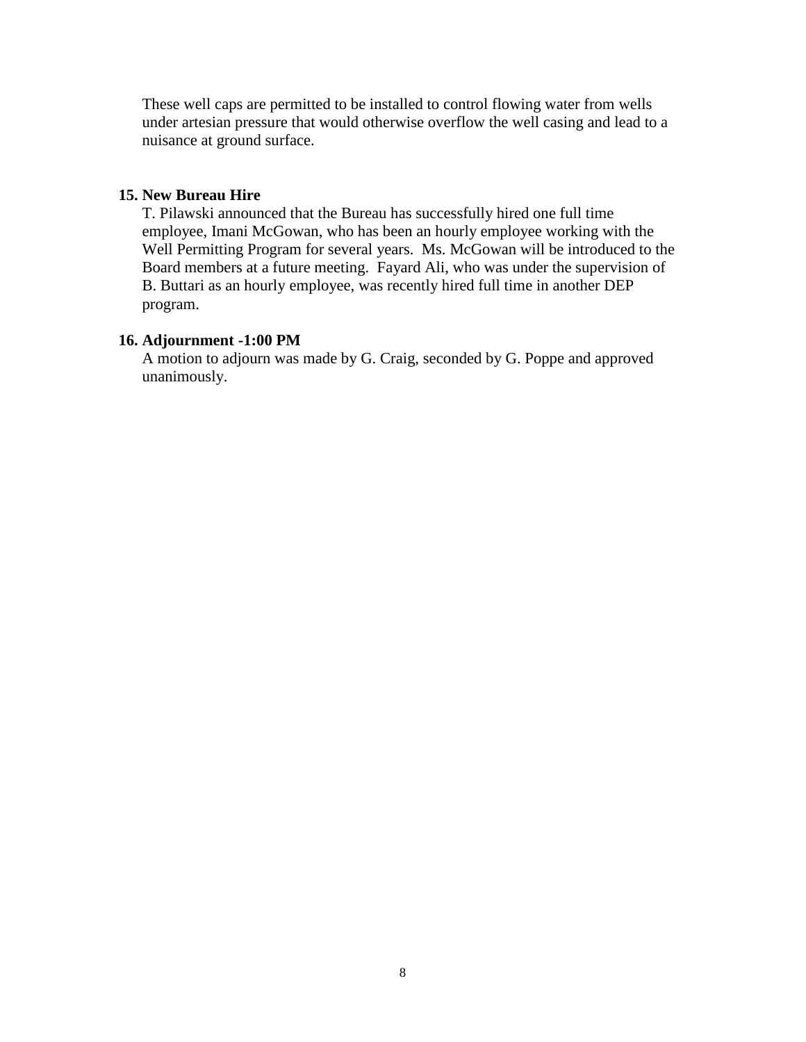These well caps are permitted to be installed to control flowing water from wells under artesian pressure that would otherwise overflow the well casing and lead to a nuisance at ground surface.

**15. New Bureau Hire**

T. Pilawski announced that the Bureau has successfully hired one full time employee, Imani McGowan, who has been an hourly employee working with the Well Permitting Program for several years. Ms. McGowan will be introduced to the Board members at a future meeting. Fayard Ali, who was under the supervision of B. Buttari as an hourly employee, was recently hired full time in another DEP program.

**16. Adjournment -1:00 PM**

A motion to adjourn was made by G. Craig, seconded by G. Poppe and approved unanimously.